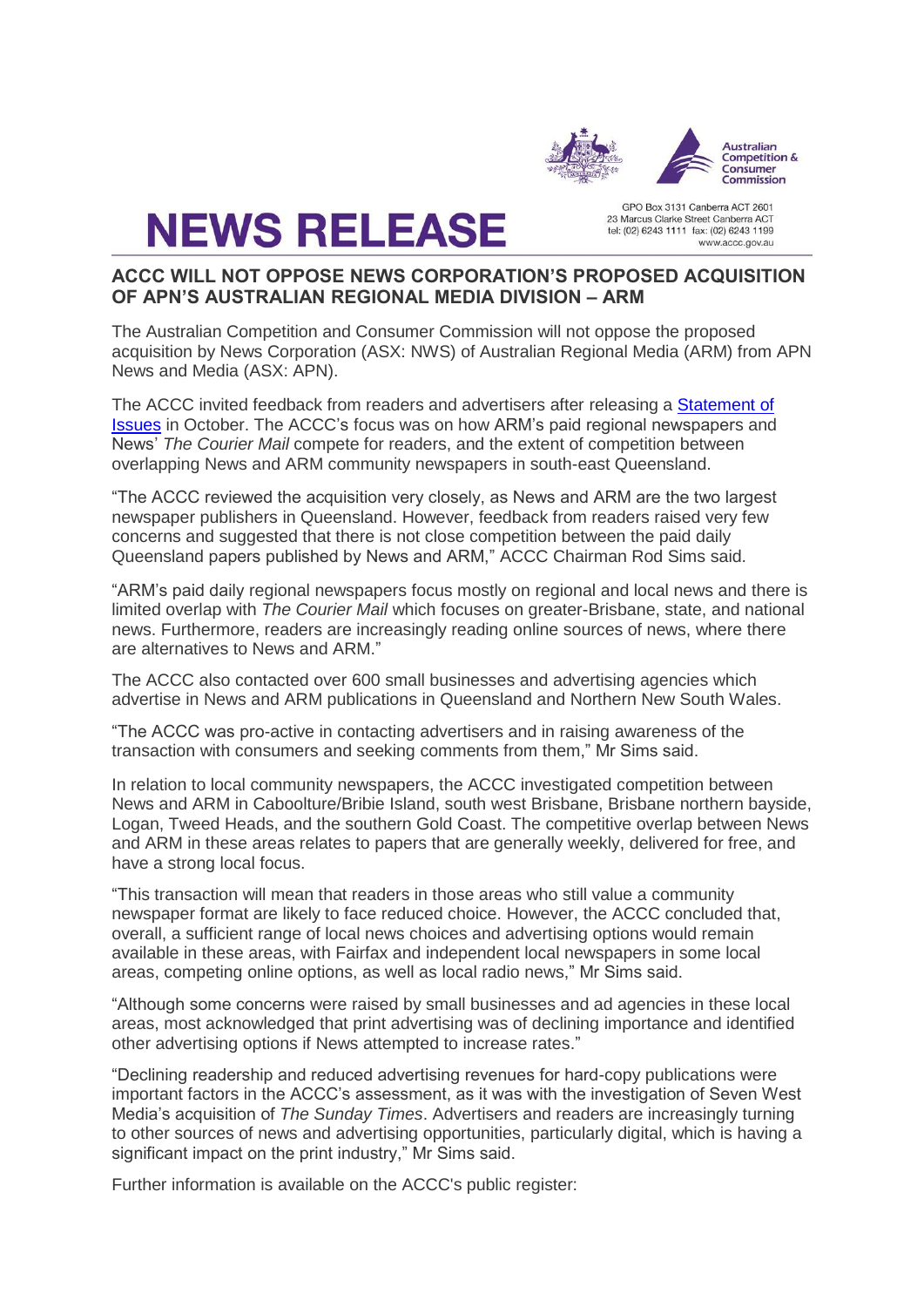GPO Box 3131 Canberra ACT 2601
23 Marcus Clarke Street Canberra ACT
tel: (02) 6243 1111 fax: (02) 6243 1199
www.accc.gov.au

# NEWS RELEASE

## ACCC WILL NOT OPPOSE NEWS CORPORATION'S PROPOSED ACQUISITION OF APN'S AUSTRALIAN REGIONAL MEDIA DIVISION – ARM

The Australian Competition and Consumer Commission will not oppose the proposed acquisition by News Corporation (ASX: NWS) of Australian Regional Media (ARM) from APN News and Media (ASX: APN).

The ACCC invited feedback from readers and advertisers after releasing a Statement of Issues in October. The ACCC's focus was on how ARM's paid regional newspapers and News' *The Courier Mail* compete for readers, and the extent of competition between overlapping News and ARM community newspapers in south-east Queensland.

"The ACCC reviewed the acquisition very closely, as News and ARM are the two largest newspaper publishers in Queensland. However, feedback from readers raised very few concerns and suggested that there is not close competition between the paid daily Queensland papers published by News and ARM," ACCC Chairman Rod Sims said.

"ARM's paid daily regional newspapers focus mostly on regional and local news and there is limited overlap with *The Courier Mail* which focuses on greater-Brisbane, state, and national news. Furthermore, readers are increasingly reading online sources of news, where there are alternatives to News and ARM."

The ACCC also contacted over 600 small businesses and advertising agencies which advertise in News and ARM publications in Queensland and Northern New South Wales.

"The ACCC was pro-active in contacting advertisers and in raising awareness of the transaction with consumers and seeking comments from them," Mr Sims said.

In relation to local community newspapers, the ACCC investigated competition between News and ARM in Caboolture/Bribie Island, south west Brisbane, Brisbane northern bayside, Logan, Tweed Heads, and the southern Gold Coast. The competitive overlap between News and ARM in these areas relates to papers that are generally weekly, delivered for free, and have a strong local focus.

"This transaction will mean that readers in those areas who still value a community newspaper format are likely to face reduced choice. However, the ACCC concluded that, overall, a sufficient range of local news choices and advertising options would remain available in these areas, with Fairfax and independent local newspapers in some local areas, competing online options, as well as local radio news," Mr Sims said.

"Although some concerns were raised by small businesses and ad agencies in these local areas, most acknowledged that print advertising was of declining importance and identified other advertising options if News attempted to increase rates."

"Declining readership and reduced advertising revenues for hard-copy publications were important factors in the ACCC's assessment, as it was with the investigation of Seven West Media's acquisition of *The Sunday Times*. Advertisers and readers are increasingly turning to other sources of news and advertising opportunities, particularly digital, which is having a significant impact on the print industry," Mr Sims said.

Further information is available on the ACCC's public register: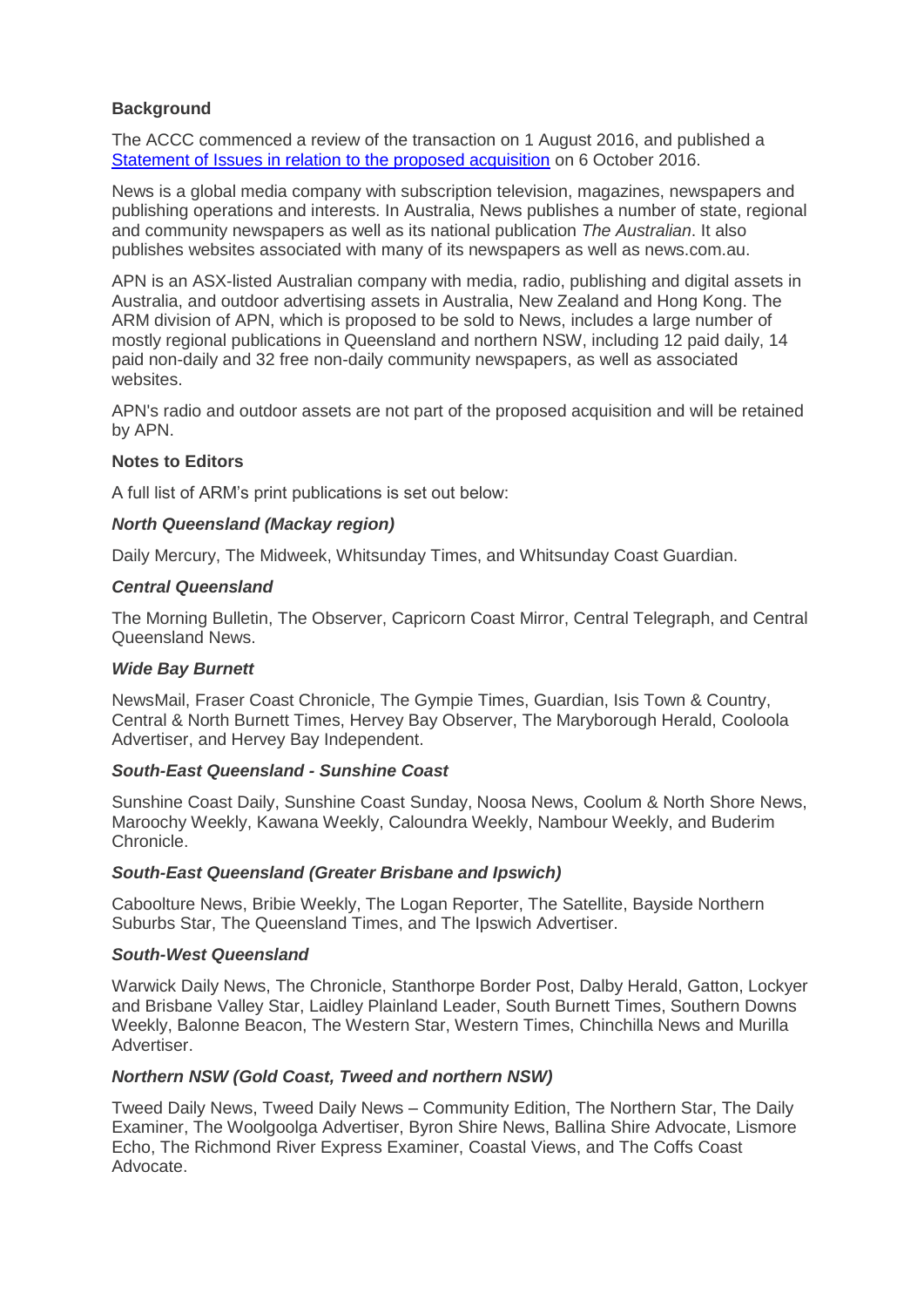**Background**

The ACCC commenced a review of the transaction on 1 August 2016, and published a [Statement of Issues in relation to the proposed acquisition] on 6 October 2016.

News is a global media company with subscription television, magazines, newspapers and publishing operations and interests. In Australia, News publishes a number of state, regional and community newspapers as well as its national publication *The Australian*. It also publishes websites associated with many of its newspapers as well as news.com.au.

APN is an ASX-listed Australian company with media, radio, publishing and digital assets in Australia, and outdoor advertising assets in Australia, New Zealand and Hong Kong. The ARM division of APN, which is proposed to be sold to News, includes a large number of mostly regional publications in Queensland and northern NSW, including 12 paid daily, 14 paid non-daily and 32 free non-daily community newspapers, as well as associated websites.

APN's radio and outdoor assets are not part of the proposed acquisition and will be retained by APN.

**Notes to Editors**

A full list of ARM's print publications is set out below:

***North Queensland (Mackay region)***

Daily Mercury, The Midweek, Whitsunday Times, and Whitsunday Coast Guardian.

***Central Queensland***

The Morning Bulletin, The Observer, Capricorn Coast Mirror, Central Telegraph, and Central Queensland News.

***Wide Bay Burnett***

NewsMail, Fraser Coast Chronicle, The Gympie Times, Guardian, Isis Town & Country, Central & North Burnett Times, Hervey Bay Observer, The Maryborough Herald, Cooloola Advertiser, and Hervey Bay Independent.

***South-East Queensland - Sunshine Coast***

Sunshine Coast Daily, Sunshine Coast Sunday, Noosa News, Coolum & North Shore News, Maroochy Weekly, Kawana Weekly, Caloundra Weekly, Nambour Weekly, and Buderim Chronicle.

***South-East Queensland (Greater Brisbane and Ipswich)***

Caboolture News, Bribie Weekly, The Logan Reporter, The Satellite, Bayside Northern Suburbs Star, The Queensland Times, and The Ipswich Advertiser.

***South-West Queensland***

Warwick Daily News, The Chronicle, Stanthorpe Border Post, Dalby Herald, Gatton, Lockyer and Brisbane Valley Star, Laidley Plainland Leader, South Burnett Times, Southern Downs Weekly, Balonne Beacon, The Western Star, Western Times, Chinchilla News and Murilla Advertiser.

***Northern NSW (Gold Coast, Tweed and northern NSW)***

Tweed Daily News, Tweed Daily News – Community Edition, The Northern Star, The Daily Examiner, The Woolgoolga Advertiser, Byron Shire News, Ballina Shire Advocate, Lismore Echo, The Richmond River Express Examiner, Coastal Views, and The Coffs Coast Advocate.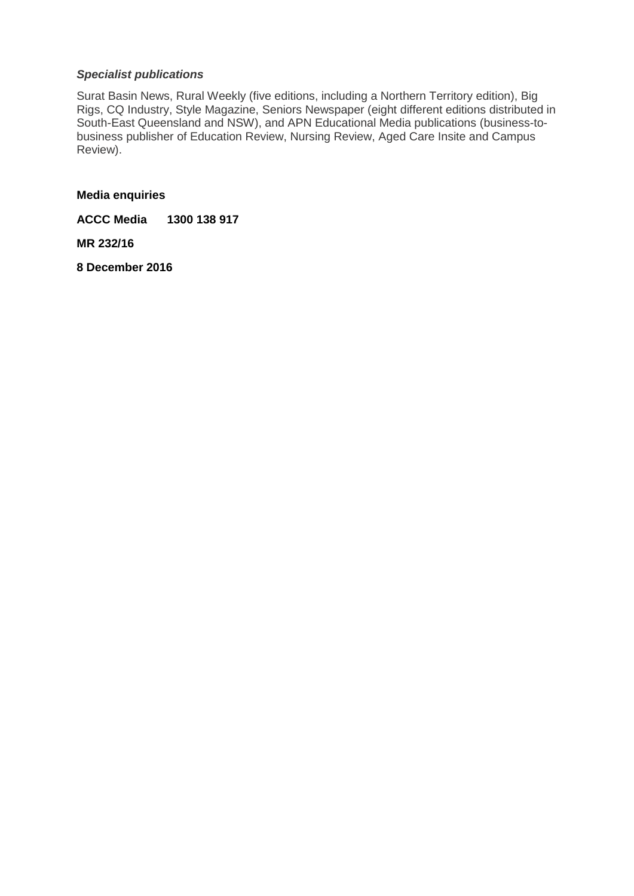***Specialist publications***

Surat Basin News, Rural Weekly (five editions, including a Northern Territory edition), Big Rigs, CQ Industry, Style Magazine, Seniors Newspaper (eight different editions distributed in South-East Queensland and NSW), and APN Educational Media publications (business-to-business publisher of Education Review, Nursing Review, Aged Care Insite and Campus Review).

**Media enquiries**

**ACCC Media 1300 138 917**

**MR 232/16**

**8 December 2016**